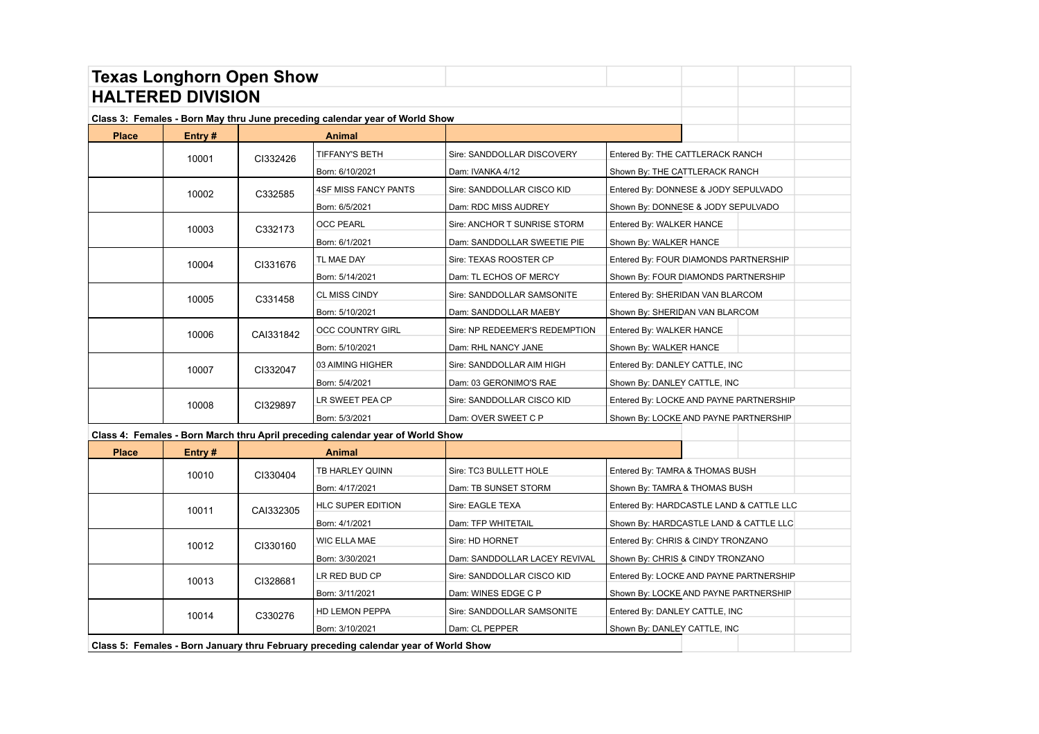# Texas Longhorn Open Show

## HALTERED DIVISION

### Class 3: Females - Born May thru June preceding calendar year of World Show

| Place | Entry # | | Animal | | |
|---|---|---|---|---|---|
| | 10001 | CI332426 | TIFFANY'S BETH | Sire: SANDDOLLAR DISCOVERY | Entered By: THE CATTLERACK RANCH |
| | | | Born: 6/10/2021 | Dam: IVANKA 4/12 | Shown By: THE CATTLERACK RANCH |
| | 10002 | C332585 | 4SF MISS FANCY PANTS | Sire: SANDDOLLAR CISCO KID | Entered By: DONNESE & JODY SEPULVADO |
| | | | Born: 6/5/2021 | Dam: RDC MISS AUDREY | Shown By: DONNESE & JODY SEPULVADO |
| | 10003 | C332173 | OCC PEARL | Sire: ANCHOR T SUNRISE STORM | Entered By: WALKER HANCE |
| | | | Born: 6/1/2021 | Dam: SANDDOLLAR SWEETIE PIE | Shown By: WALKER HANCE |
| | 10004 | CI331676 | TL MAE DAY | Sire: TEXAS ROOSTER CP | Entered By: FOUR DIAMONDS PARTNERSHIP |
| | | | Born: 5/14/2021 | Dam: TL ECHOS OF MERCY | Shown By: FOUR DIAMONDS PARTNERSHIP |
| | 10005 | C331458 | CL MISS CINDY | Sire: SANDDOLLAR SAMSONITE | Entered By: SHERIDAN VAN BLARCOM |
| | | | Born: 5/10/2021 | Dam: SANDDOLLAR MAEBY | Shown By: SHERIDAN VAN BLARCOM |
| | 10006 | CAI331842 | OCC COUNTRY GIRL | Sire: NP REDEEMER'S REDEMPTION | Entered By: WALKER HANCE |
| | | | Born: 5/10/2021 | Dam: RHL NANCY JANE | Shown By: WALKER HANCE |
| | 10007 | CI332047 | 03 AIMING HIGHER | Sire: SANDDOLLAR AIM HIGH | Entered By: DANLEY CATTLE, INC |
| | | | Born: 5/4/2021 | Dam: 03 GERONIMO'S RAE | Shown By: DANLEY CATTLE, INC |
| | 10008 | CI329897 | LR SWEET PEA CP | Sire: SANDDOLLAR CISCO KID | Entered By: LOCKE AND PAYNE PARTNERSHIP |
| | | | Born: 5/3/2021 | Dam: OVER SWEET C P | Shown By: LOCKE AND PAYNE PARTNERSHIP |

### Class 4: Females - Born March thru April preceding calendar year of World Show

| Place | Entry # | | Animal | | |
|---|---|---|---|---|---|
| | 10010 | CI330404 | TB HARLEY QUINN | Sire: TC3 BULLETT HOLE | Entered By: TAMRA & THOMAS BUSH |
| | | | Born: 4/17/2021 | Dam: TB SUNSET STORM | Shown By: TAMRA & THOMAS BUSH |
| | 10011 | CAI332305 | HLC SUPER EDITION | Sire: EAGLE TEXA | Entered By: HARDCASTLE LAND & CATTLE LLC |
| | | | Born: 4/1/2021 | Dam: TFP WHITETAIL | Shown By: HARDCASTLE LAND & CATTLE LLC |
| | 10012 | CI330160 | WIC ELLA MAE | Sire: HD HORNET | Entered By: CHRIS & CINDY TRONZANO |
| | | | Born: 3/30/2021 | Dam: SANDDOLLAR LACEY REVIVAL | Shown By: CHRIS & CINDY TRONZANO |
| | 10013 | CI328681 | LR RED BUD CP | Sire: SANDDOLLAR CISCO KID | Entered By: LOCKE AND PAYNE PARTNERSHIP |
| | | | Born: 3/11/2021 | Dam: WINES EDGE C P | Shown By: LOCKE AND PAYNE PARTNERSHIP |
| | 10014 | C330276 | HD LEMON PEPPA | Sire: SANDDOLLAR SAMSONITE | Entered By: DANLEY CATTLE, INC |
| | | | Born: 3/10/2021 | Dam: CL PEPPER | Shown By: DANLEY CATTLE, INC |

### Class 5: Females - Born January thru February preceding calendar year of World Show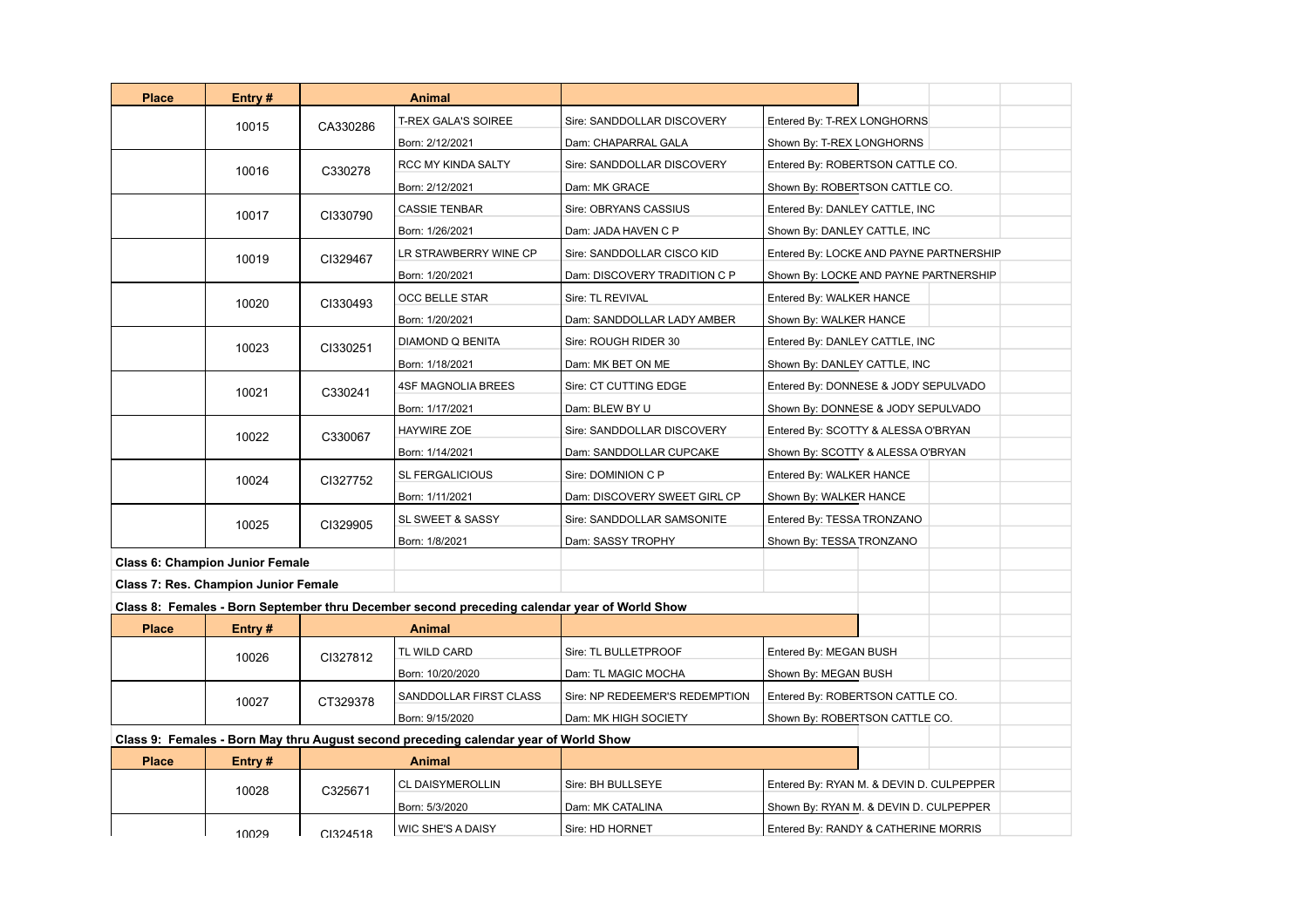| Place | Entry # | | Animal | | |
|---|---|---|---|---|---|
| | 10015 | CA330286 | T-REX GALA'S SOIREE | Sire: SANDDOLLAR DISCOVERY | Entered By: T-REX LONGHORNS |
| | | | Born: 2/12/2021 | Dam: CHAPARRAL GALA | Shown By: T-REX LONGHORNS |
| | 10016 | C330278 | RCC MY KINDA SALTY | Sire: SANDDOLLAR DISCOVERY | Entered By: ROBERTSON CATTLE CO. |
| | | | Born: 2/12/2021 | Dam: MK GRACE | Shown By: ROBERTSON CATTLE CO. |
| | 10017 | CI330790 | CASSIE TENBAR | Sire: OBRYANS CASSIUS | Entered By: DANLEY CATTLE, INC |
| | | | Born: 1/26/2021 | Dam: JADA HAVEN C P | Shown By: DANLEY CATTLE, INC |
| | 10019 | CI329467 | LR STRAWBERRY WINE CP | Sire: SANDDOLLAR CISCO KID | Entered By: LOCKE AND PAYNE PARTNERSHIP |
| | | | Born: 1/20/2021 | Dam: DISCOVERY TRADITION C P | Shown By: LOCKE AND PAYNE PARTNERSHIP |
| | 10020 | CI330493 | OCC BELLE STAR | Sire: TL REVIVAL | Entered By: WALKER HANCE |
| | | | Born: 1/20/2021 | Dam: SANDDOLLAR LADY AMBER | Shown By: WALKER HANCE |
| | 10023 | CI330251 | DIAMOND Q BENITA | Sire: ROUGH RIDER 30 | Entered By: DANLEY CATTLE, INC |
| | | | Born: 1/18/2021 | Dam: MK BET ON ME | Shown By: DANLEY CATTLE, INC |
| | 10021 | C330241 | 4SF MAGNOLIA BREES | Sire: CT CUTTING EDGE | Entered By: DONNESE & JODY SEPULVADO |
| | | | Born: 1/17/2021 | Dam: BLEW BY U | Shown By: DONNESE & JODY SEPULVADO |
| | 10022 | C330067 | HAYWIRE ZOE | Sire: SANDDOLLAR DISCOVERY | Entered By: SCOTTY & ALESSA O'BRYAN |
| | | | Born: 1/14/2021 | Dam: SANDDOLLAR CUPCAKE | Shown By: SCOTTY & ALESSA O'BRYAN |
| | 10024 | CI327752 | SL FERGALICIOUS | Sire: DOMINION C P | Entered By: WALKER HANCE |
| | | | Born: 1/11/2021 | Dam: DISCOVERY SWEET GIRL CP | Shown By: WALKER HANCE |
| | 10025 | CI329905 | SL SWEET & SASSY | Sire: SANDDOLLAR SAMSONITE | Entered By: TESSA TRONZANO |
| | | | Born: 1/8/2021 | Dam: SASSY TROPHY | Shown By: TESSA TRONZANO |

**Class 6: Champion Junior Female**

**Class 7: Res. Champion Junior Female**

**Class 8: Females - Born September thru December second preceding calendar year of World Show**

| Place | Entry # | | Animal | | |
|---|---|---|---|---|---|
| | 10026 | CI327812 | TL WILD CARD | Sire: TL BULLETPROOF | Entered By: MEGAN BUSH |
| | | | Born: 10/20/2020 | Dam: TL MAGIC MOCHA | Shown By: MEGAN BUSH |
| | 10027 | CT329378 | SANDDOLLAR FIRST CLASS | Sire: NP REDEEMER'S REDEMPTION | Entered By: ROBERTSON CATTLE CO. |
| | | | Born: 9/15/2020 | Dam: MK HIGH SOCIETY | Shown By: ROBERTSON CATTLE CO. |

**Class 9: Females - Born May thru August second preceding calendar year of World Show**

| Place | Entry # | | Animal | | |
|---|---|---|---|---|---|
| | 10028 | C325671 | CL DAISYMEROLLIN | Sire: BH BULLSEYE | Entered By: RYAN M. & DEVIN D. CULPEPPER |
| | | | Born: 5/3/2020 | Dam: MK CATALINA | Shown By: RYAN M. & DEVIN D. CULPEPPER |
| | 10029 | CI324518 | WIC SHE'S A DAISY | Sire: HD HORNET | Entered By: RANDY & CATHERINE MORRIS |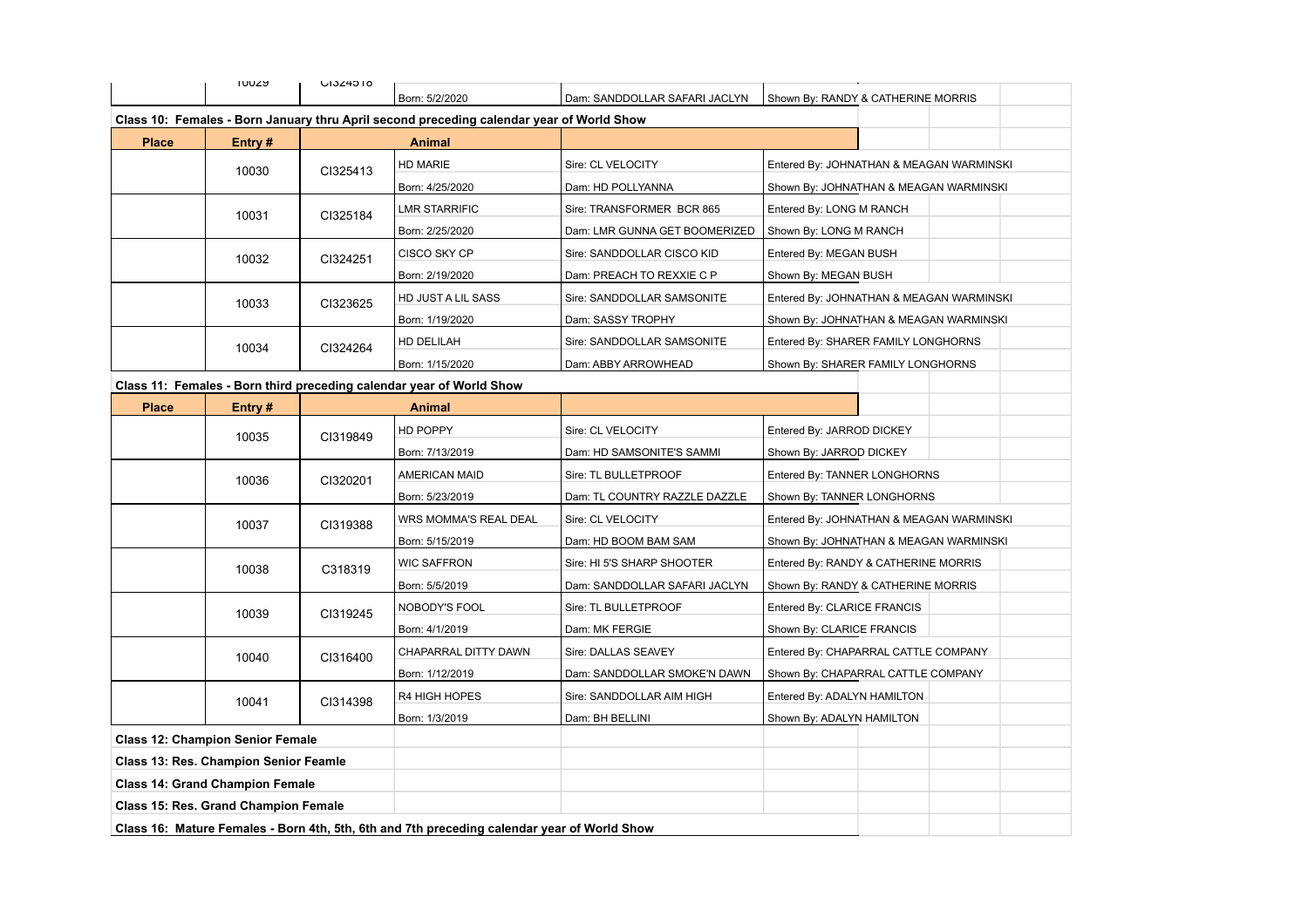| | 10029 | CI324518 | Born: 5/2/2020 | Dam: SANDDOLLAR SAFARI JACLYN | Shown By: RANDY & CATHERINE MORRIS |
|---|---|---|---|---|---|

**Class 10: Females - Born January thru April second preceding calendar year of World Show**

| Place | Entry # | | Animal | | |
|---|---|---|---|---|---|
| | 10030 | CI325413 | HD MARIE | Sire: CL VELOCITY | Entered By: JOHNATHAN & MEAGAN WARMINSKI |
| | | | Born: 4/25/2020 | Dam: HD POLLYANNA | Shown By: JOHNATHAN & MEAGAN WARMINSKI |
| | 10031 | CI325184 | LMR STARRIFIC | Sire: TRANSFORMER BCR 865 | Entered By: LONG M RANCH |
| | | | Born: 2/25/2020 | Dam: LMR GUNNA GET BOOMERIZED | Shown By: LONG M RANCH |
| | 10032 | CI324251 | CISCO SKY CP | Sire: SANDDOLLAR CISCO KID | Entered By: MEGAN BUSH |
| | | | Born: 2/19/2020 | Dam: PREACH TO REXXIE C P | Shown By: MEGAN BUSH |
| | 10033 | CI323625 | HD JUST A LIL SASS | Sire: SANDDOLLAR SAMSONITE | Entered By: JOHNATHAN & MEAGAN WARMINSKI |
| | | | Born: 1/19/2020 | Dam: SASSY TROPHY | Shown By: JOHNATHAN & MEAGAN WARMINSKI |
| | 10034 | CI324264 | HD DELILAH | Sire: SANDDOLLAR SAMSONITE | Entered By: SHARER FAMILY LONGHORNS |
| | | | Born: 1/15/2020 | Dam: ABBY ARROWHEAD | Shown By: SHARER FAMILY LONGHORNS |

**Class 11: Females - Born third preceding calendar year of World Show**

| Place | Entry # | | Animal | | |
|---|---|---|---|---|---|
| | 10035 | CI319849 | HD POPPY | Sire: CL VELOCITY | Entered By: JARROD DICKEY |
| | | | Born: 7/13/2019 | Dam: HD SAMSONITE'S SAMMI | Shown By: JARROD DICKEY |
| | 10036 | CI320201 | AMERICAN MAID | Sire: TL BULLETPROOF | Entered By: TANNER LONGHORNS |
| | | | Born: 5/23/2019 | Dam: TL COUNTRY RAZZLE DAZZLE | Shown By: TANNER LONGHORNS |
| | 10037 | CI319388 | WRS MOMMA'S REAL DEAL | Sire: CL VELOCITY | Entered By: JOHNATHAN & MEAGAN WARMINSKI |
| | | | Born: 5/15/2019 | Dam: HD BOOM BAM SAM | Shown By: JOHNATHAN & MEAGAN WARMINSKI |
| | 10038 | C318319 | WIC SAFFRON | Sire: HI 5'S SHARP SHOOTER | Entered By: RANDY & CATHERINE MORRIS |
| | | | Born: 5/5/2019 | Dam: SANDDOLLAR SAFARI JACLYN | Shown By: RANDY & CATHERINE MORRIS |
| | 10039 | CI319245 | NOBODY'S FOOL | Sire: TL BULLETPROOF | Entered By: CLARICE FRANCIS |
| | | | Born: 4/1/2019 | Dam: MK FERGIE | Shown By: CLARICE FRANCIS |
| | 10040 | CI316400 | CHAPARRAL DITTY DAWN | Sire: DALLAS SEAVEY | Entered By: CHAPARRAL CATTLE COMPANY |
| | | | Born: 1/12/2019 | Dam: SANDDOLLAR SMOKE'N DAWN | Shown By: CHAPARRAL CATTLE COMPANY |
| | 10041 | CI314398 | R4 HIGH HOPES | Sire: SANDDOLLAR AIM HIGH | Entered By: ADALYN HAMILTON |
| | | | Born: 1/3/2019 | Dam: BH BELLINI | Shown By: ADALYN HAMILTON |

**Class 12: Champion Senior Female**

**Class 13: Res. Champion Senior Feamle**

**Class 14: Grand Champion Female**

**Class 15: Res. Grand Champion Female**

**Class 16: Mature Females - Born 4th, 5th, 6th and 7th preceding calendar year of World Show**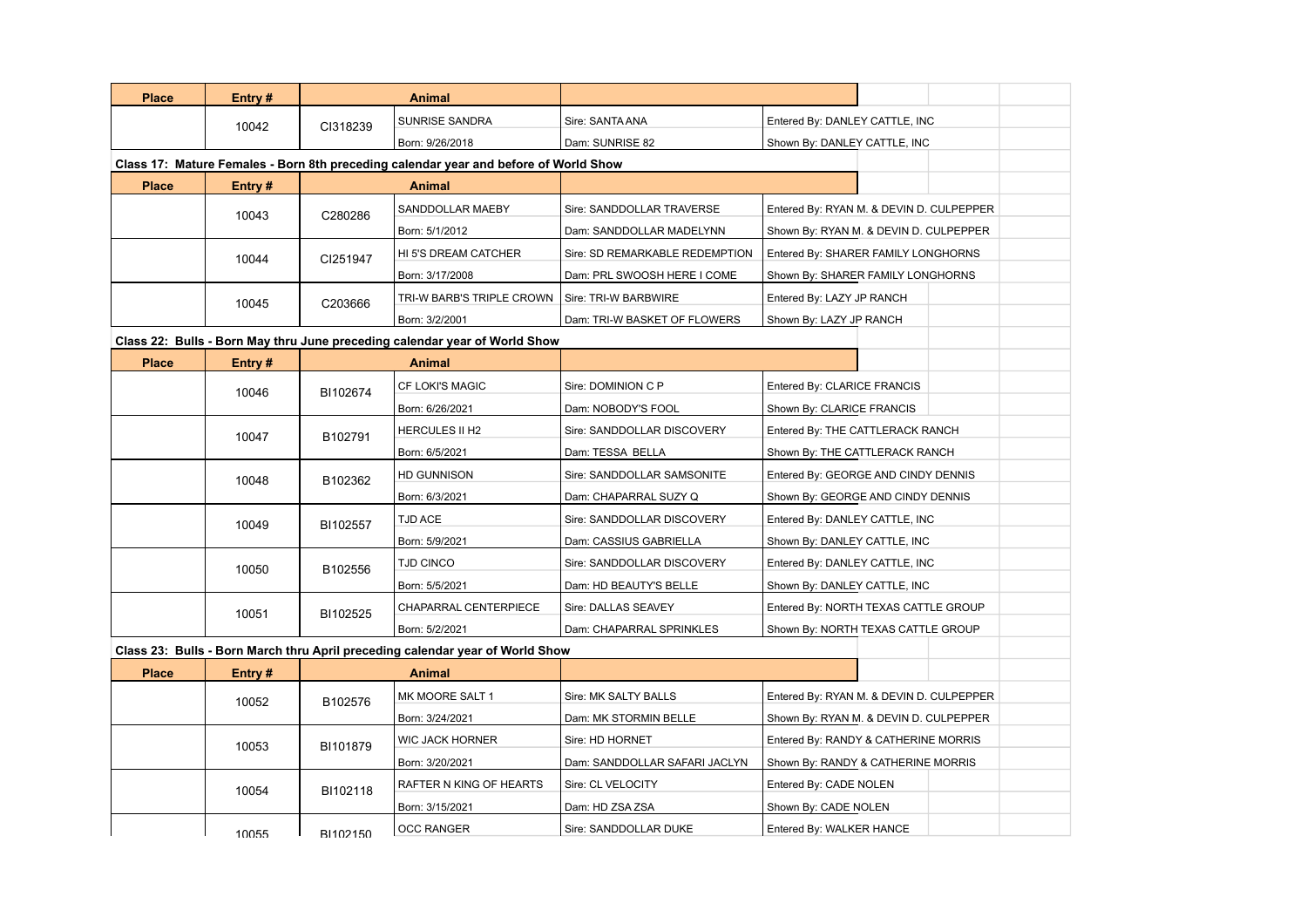| Place | Entry # | | Animal | | |
|---|---|---|---|---|---|
| | 10042 | CI318239 | SUNRISE SANDRA | Sire: SANTA ANA | Entered By: DANLEY CATTLE, INC |
| | | | Born: 9/26/2018 | Dam: SUNRISE 82 | Shown By: DANLEY CATTLE, INC |

**Class 17: Mature Females - Born 8th preceding calendar year and before of World Show**

| Place | Entry # | | Animal | | |
|---|---|---|---|---|---|
| | 10043 | C280286 | SANDDOLLAR MAEBY | Sire: SANDDOLLAR TRAVERSE | Entered By: RYAN M. & DEVIN D. CULPEPPER |
| | | | Born: 5/1/2012 | Dam: SANDDOLLAR MADELYNN | Shown By: RYAN M. & DEVIN D. CULPEPPER |
| | 10044 | CI251947 | HI 5'S DREAM CATCHER | Sire: SD REMARKABLE REDEMPTION | Entered By: SHARER FAMILY LONGHORNS |
| | | | Born: 3/17/2008 | Dam: PRL SWOOSH HERE I COME | Shown By: SHARER FAMILY LONGHORNS |
| | 10045 | C203666 | TRI-W BARB'S TRIPLE CROWN | Sire: TRI-W BARBWIRE | Entered By: LAZY JP RANCH |
| | | | Born: 3/2/2001 | Dam: TRI-W BASKET OF FLOWERS | Shown By: LAZY JP RANCH |

**Class 22: Bulls - Born May thru June preceding calendar year of World Show**

| Place | Entry # | | Animal | | |
|---|---|---|---|---|---|
| | 10046 | BI102674 | CF LOKI'S MAGIC | Sire: DOMINION C P | Entered By: CLARICE FRANCIS |
| | | | Born: 6/26/2021 | Dam: NOBODY'S FOOL | Shown By: CLARICE FRANCIS |
| | 10047 | B102791 | HERCULES II H2 | Sire: SANDDOLLAR DISCOVERY | Entered By: THE CATTLERACK RANCH |
| | | | Born: 6/5/2021 | Dam: TESSA BELLA | Shown By: THE CATTLERACK RANCH |
| | 10048 | B102362 | HD GUNNISON | Sire: SANDDOLLAR SAMSONITE | Entered By: GEORGE AND CINDY DENNIS |
| | | | Born: 6/3/2021 | Dam: CHAPARRAL SUZY Q | Shown By: GEORGE AND CINDY DENNIS |
| | 10049 | BI102557 | TJD ACE | Sire: SANDDOLLAR DISCOVERY | Entered By: DANLEY CATTLE, INC |
| | | | Born: 5/9/2021 | Dam: CASSIUS GABRIELLA | Shown By: DANLEY CATTLE, INC |
| | 10050 | B102556 | TJD CINCO | Sire: SANDDOLLAR DISCOVERY | Entered By: DANLEY CATTLE, INC |
| | | | Born: 5/5/2021 | Dam: HD BEAUTY'S BELLE | Shown By: DANLEY CATTLE, INC |
| | 10051 | BI102525 | CHAPARRAL CENTERPIECE | Sire: DALLAS SEAVEY | Entered By: NORTH TEXAS CATTLE GROUP |
| | | | Born: 5/2/2021 | Dam: CHAPARRAL SPRINKLES | Shown By: NORTH TEXAS CATTLE GROUP |

**Class 23: Bulls - Born March thru April preceding calendar year of World Show**

| Place | Entry # | | Animal | | |
|---|---|---|---|---|---|
| | 10052 | B102576 | MK MOORE SALT 1 | Sire: MK SALTY BALLS | Entered By: RYAN M. & DEVIN D. CULPEPPER |
| | | | Born: 3/24/2021 | Dam: MK STORMIN BELLE | Shown By: RYAN M. & DEVIN D. CULPEPPER |
| | 10053 | BI101879 | WIC JACK HORNER | Sire: HD HORNET | Entered By: RANDY & CATHERINE MORRIS |
| | | | Born: 3/20/2021 | Dam: SANDDOLLAR SAFARI JACLYN | Shown By: RANDY & CATHERINE MORRIS |
| | 10054 | BI102118 | RAFTER N KING OF HEARTS | Sire: CL VELOCITY | Entered By: CADE NOLEN |
| | | | Born: 3/15/2021 | Dam: HD ZSA ZSA | Shown By: CADE NOLEN |
| | 10055 | BI102150 | OCC RANGER | Sire: SANDDOLLAR DUKE | Entered By: WALKER HANCE |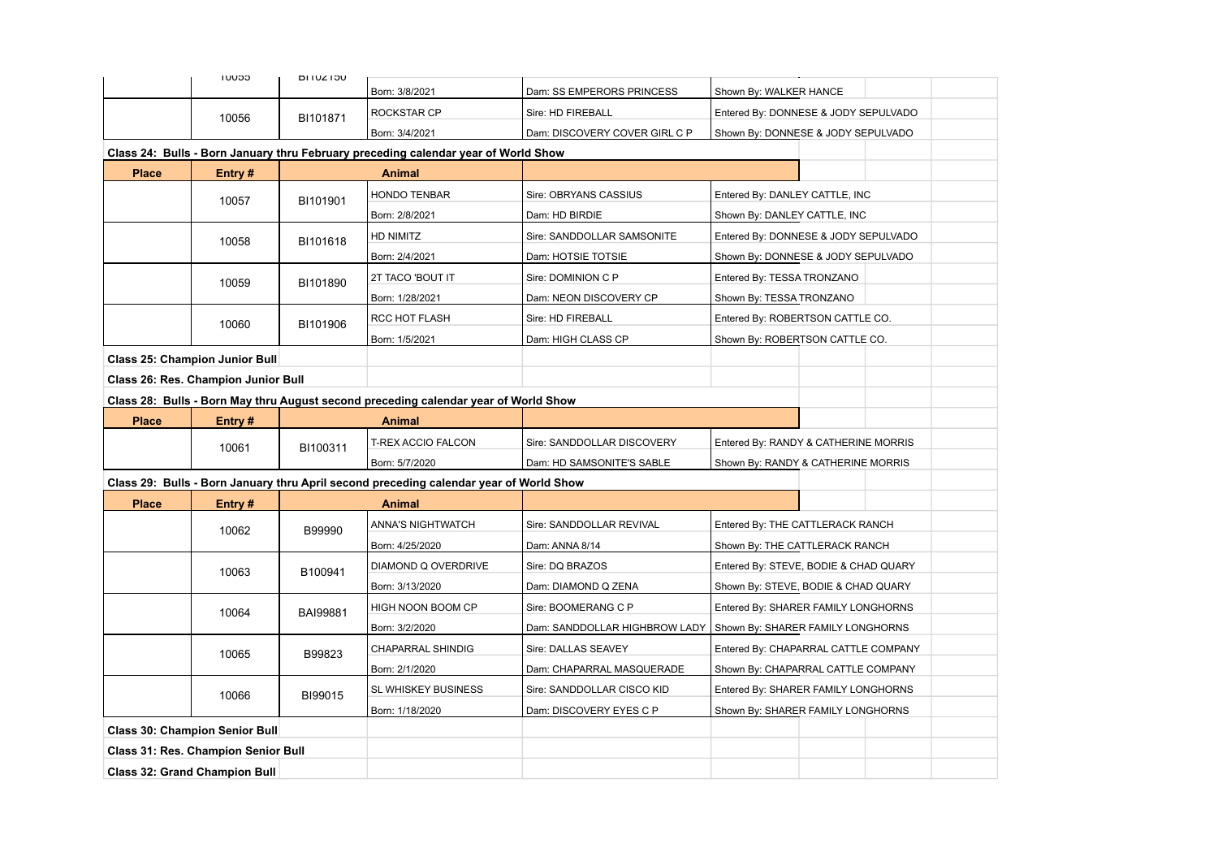| | 10055 | BI102150 | | | | |
|---|---|---|---|---|---|---|
| | | | Born: 3/8/2021 | Dam: SS EMPERORS PRINCESS | Shown By: WALKER HANCE | |
| | 10056 | BI101871 | ROCKSTAR CP | Sire: HD FIREBALL | Entered By: DONNESE & JODY SEPULVADO | |
| | | | Born: 3/4/2021 | Dam: DISCOVERY COVER GIRL C P | Shown By: DONNESE & JODY SEPULVADO | |

**Class 24: Bulls - Born January thru February preceding calendar year of World Show**

| Place | Entry # | | Animal | | | |
|---|---|---|---|---|---|---|
| | 10057 | BI101901 | HONDO TENBAR | Sire: OBRYANS CASSIUS | Entered By: DANLEY CATTLE, INC | |
| | | | Born: 2/8/2021 | Dam: HD BIRDIE | Shown By: DANLEY CATTLE, INC | |
| | 10058 | BI101618 | HD NIMITZ | Sire: SANDDOLLAR SAMSONITE | Entered By: DONNESE & JODY SEPULVADO | |
| | | | Born: 2/4/2021 | Dam: HOTSIE TOTSIE | Shown By: DONNESE & JODY SEPULVADO | |
| | 10059 | BI101890 | 2T TACO 'BOUT IT | Sire: DOMINION C P | Entered By: TESSA TRONZANO | |
| | | | Born: 1/28/2021 | Dam: NEON DISCOVERY CP | Shown By: TESSA TRONZANO | |
| | 10060 | BI101906 | RCC HOT FLASH | Sire: HD FIREBALL | Entered By: ROBERTSON CATTLE CO. | |
| | | | Born: 1/5/2021 | Dam: HIGH CLASS CP | Shown By: ROBERTSON CATTLE CO. | |

**Class 25: Champion Junior Bull**

**Class 26: Res. Champion Junior Bull**

**Class 28: Bulls - Born May thru August second preceding calendar year of World Show**

| Place | Entry # | | Animal | | | |
|---|---|---|---|---|---|---|
| | 10061 | BI100311 | T-REX ACCIO FALCON | Sire: SANDDOLLAR DISCOVERY | Entered By: RANDY & CATHERINE MORRIS | |
| | | | Born: 5/7/2020 | Dam: HD SAMSONITE'S SABLE | Shown By: RANDY & CATHERINE MORRIS | |

**Class 29: Bulls - Born January thru April second preceding calendar year of World Show**

| Place | Entry # | | Animal | | | |
|---|---|---|---|---|---|---|
| | 10062 | B99990 | ANNA'S NIGHTWATCH | Sire: SANDDOLLAR REVIVAL | Entered By: THE CATTLERACK RANCH | |
| | | | Born: 4/25/2020 | Dam: ANNA 8/14 | Shown By: THE CATTLERACK RANCH | |
| | 10063 | B100941 | DIAMOND Q OVERDRIVE | Sire: DQ BRAZOS | Entered By: STEVE, BODIE & CHAD QUARY | |
| | | | Born: 3/13/2020 | Dam: DIAMOND Q ZENA | Shown By: STEVE, BODIE & CHAD QUARY | |
| | 10064 | BAI99881 | HIGH NOON BOOM CP | Sire: BOOMERANG C P | Entered By: SHARER FAMILY LONGHORNS | |
| | | | Born: 3/2/2020 | Dam: SANDDOLLAR HIGHBROW LADY | Shown By: SHARER FAMILY LONGHORNS | |
| | 10065 | B99823 | CHAPARRAL SHINDIG | Sire: DALLAS SEAVEY | Entered By: CHAPARRAL CATTLE COMPANY | |
| | | | Born: 2/1/2020 | Dam: CHAPARRAL MASQUERADE | Shown By: CHAPARRAL CATTLE COMPANY | |
| | 10066 | BI99015 | SL WHISKEY BUSINESS | Sire: SANDDOLLAR CISCO KID | Entered By: SHARER FAMILY LONGHORNS | |
| | | | Born: 1/18/2020 | Dam: DISCOVERY EYES C P | Shown By: SHARER FAMILY LONGHORNS | |

**Class 30: Champion Senior Bull**

**Class 31: Res. Champion Senior Bull**

**Class 32: Grand Champion Bull**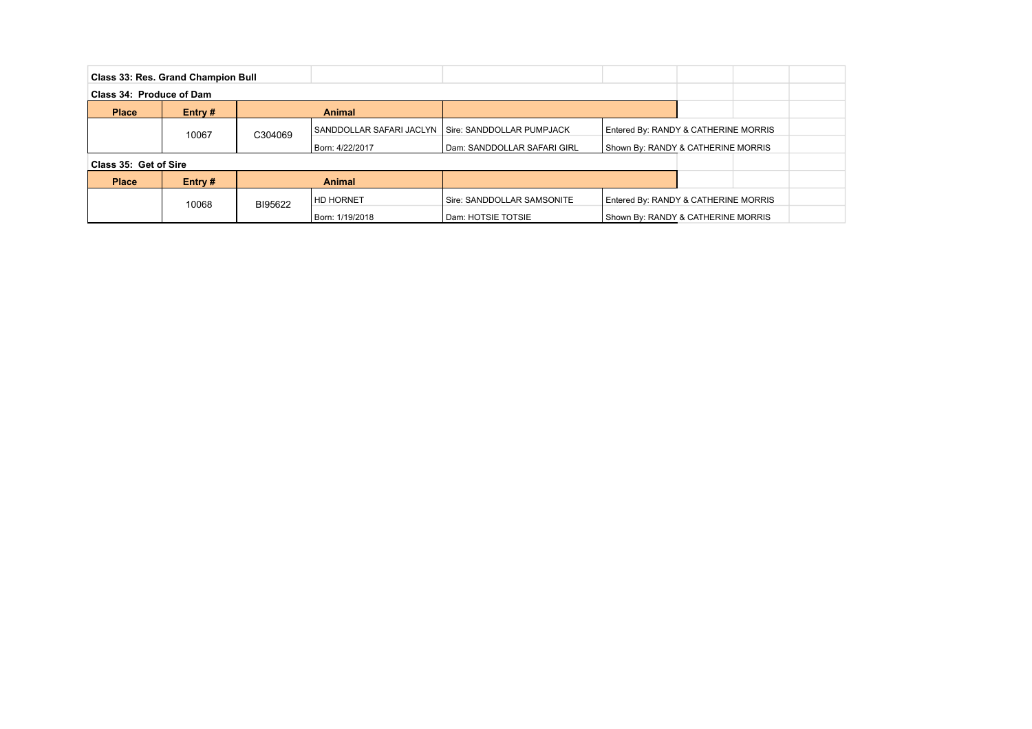**Class 33: Res. Grand Champion Bull**

**Class 34: Produce of Dam**

| Place | Entry # | Animal | | | |
|---|---|---|---|---|---|
| | 10067 | C304069 | SANDDOLLAR SAFARI JACLYN | Sire: SANDDOLLAR PUMPJACK | Entered By: RANDY & CATHERINE MORRIS |
| | | | Born: 4/22/2017 | Dam: SANDDOLLAR SAFARI GIRL | Shown By: RANDY & CATHERINE MORRIS |

**Class 35: Get of Sire**

| Place | Entry # | Animal | | | |
|---|---|---|---|---|---|
| | 10068 | BI95622 | HD HORNET | Sire: SANDDOLLAR SAMSONITE | Entered By: RANDY & CATHERINE MORRIS |
| | | | Born: 1/19/2018 | Dam: HOTSIE TOTSIE | Shown By: RANDY & CATHERINE MORRIS |